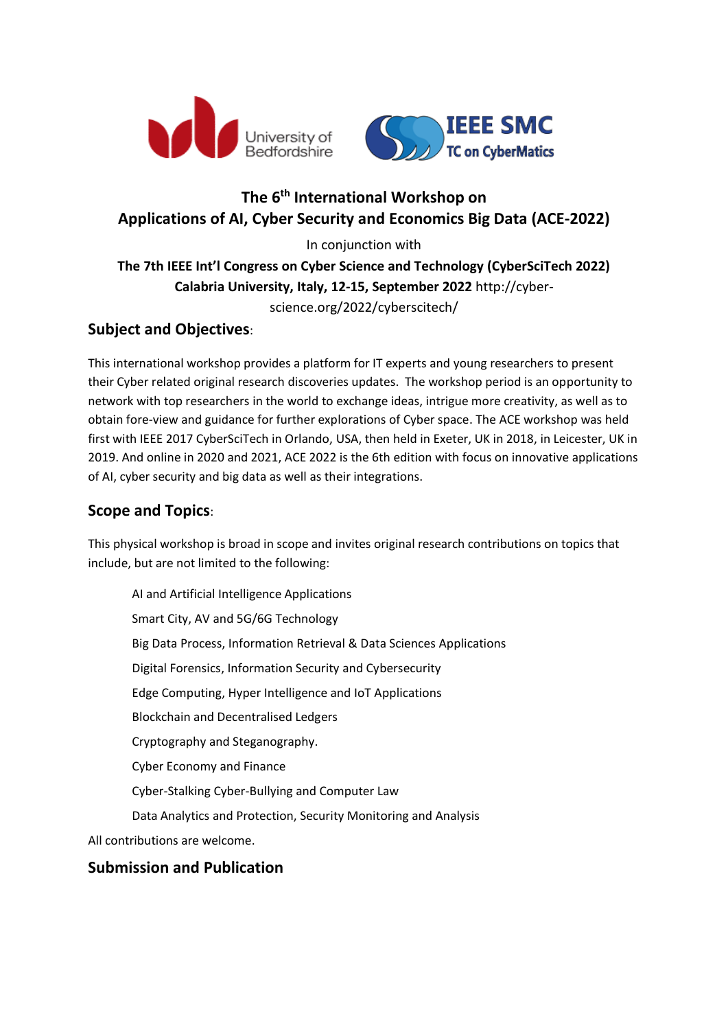University of Bedfordshire

IEEE SMC TC on CyberMatics

# The 6th International Workshop on Applications of AI, Cyber Security and Economics Big Data (ACE-2022)

In conjunction with

**The 7th IEEE Int'l Congress on Cyber Science and Technology (CyberSciTech 2022)**
**Calabria University, Italy, 12-15, September 2022** http://cyber-science.org/2022/cyberscitech/

## Subject and Objectives:

This international workshop provides a platform for IT experts and young researchers to present their Cyber related original research discoveries updates. The workshop period is an opportunity to network with top researchers in the world to exchange ideas, intrigue more creativity, as well as to obtain fore-view and guidance for further explorations of Cyber space. The ACE workshop was held first with IEEE 2017 CyberSciTech in Orlando, USA, then held in Exeter, UK in 2018, in Leicester, UK in 2019. And online in 2020 and 2021, ACE 2022 is the 6th edition with focus on innovative applications of AI, cyber security and big data as well as their integrations.

## Scope and Topics:

This physical workshop is broad in scope and invites original research contributions on topics that include, but are not limited to the following:

- AI and Artificial Intelligence Applications
- Smart City, AV and 5G/6G Technology
- Big Data Process, Information Retrieval & Data Sciences Applications
- Digital Forensics, Information Security and Cybersecurity
- Edge Computing, Hyper Intelligence and IoT Applications
- Blockchain and Decentralised Ledgers
- Cryptography and Steganography.
- Cyber Economy and Finance
- Cyber-Stalking Cyber-Bullying and Computer Law
- Data Analytics and Protection, Security Monitoring and Analysis

All contributions are welcome.

## Submission and Publication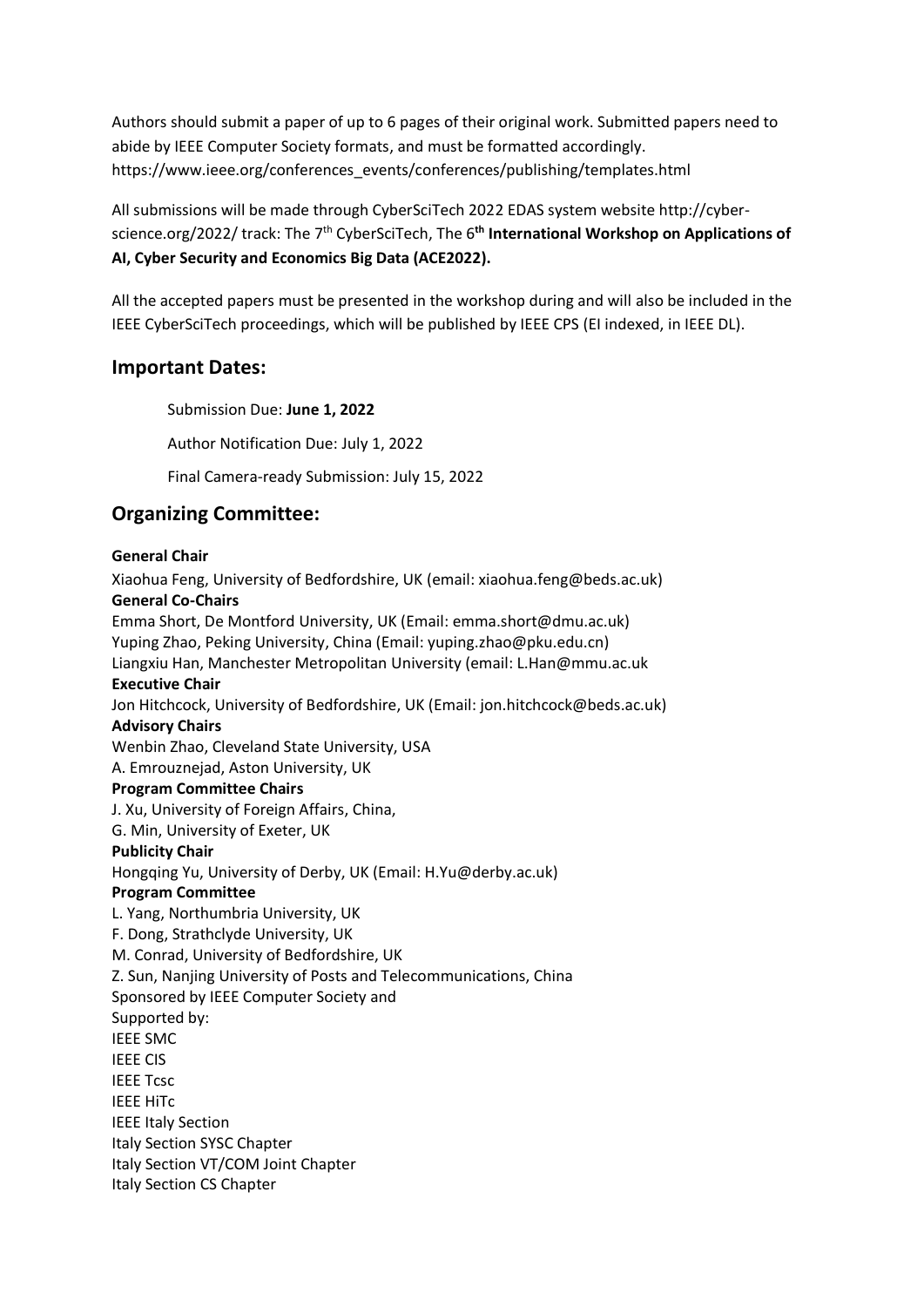Authors should submit a paper of up to 6 pages of their original work. Submitted papers need to abide by IEEE Computer Society formats, and must be formatted accordingly. https://www.ieee.org/conferences_events/conferences/publishing/templates.html

All submissions will be made through CyberSciTech 2022 EDAS system website http://cyber-science.org/2022/ track: The 7th CyberSciTech, The 6**th International Workshop on Applications of AI, Cyber Security and Economics Big Data (ACE2022).**

All the accepted papers must be presented in the workshop during and will also be included in the IEEE CyberSciTech proceedings, which will be published by IEEE CPS (EI indexed, in IEEE DL).

## Important Dates:

Submission Due: **June 1, 2022**

Author Notification Due: July 1, 2022

Final Camera-ready Submission: July 15, 2022

## Organizing Committee:

**General Chair**
Xiaohua Feng, University of Bedfordshire, UK (email: xiaohua.feng@beds.ac.uk)
**General Co-Chairs**
Emma Short, De Montford University, UK (Email: emma.short@dmu.ac.uk)
Yuping Zhao, Peking University, China (Email: yuping.zhao@pku.edu.cn)
Liangxiu Han, Manchester Metropolitan University (email: L.Han@mmu.ac.uk
**Executive Chair**
Jon Hitchcock, University of Bedfordshire, UK (Email: jon.hitchcock@beds.ac.uk)
**Advisory Chairs**
Wenbin Zhao, Cleveland State University, USA
A. Emrouznejad, Aston University, UK
**Program Committee Chairs**
J. Xu, University of Foreign Affairs, China,
G. Min, University of Exeter, UK
**Publicity Chair**
Hongqing Yu, University of Derby, UK (Email: H.Yu@derby.ac.uk)
**Program Committee**
L. Yang, Northumbria University, UK
F. Dong, Strathclyde University, UK
M. Conrad, University of Bedfordshire, UK
Z. Sun, Nanjing University of Posts and Telecommunications, China
Sponsored by IEEE Computer Society and
Supported by:
IEEE SMC
IEEE CIS
IEEE Tcsc
IEEE HiTc
IEEE Italy Section
Italy Section SYSC Chapter
Italy Section VT/COM Joint Chapter
Italy Section CS Chapter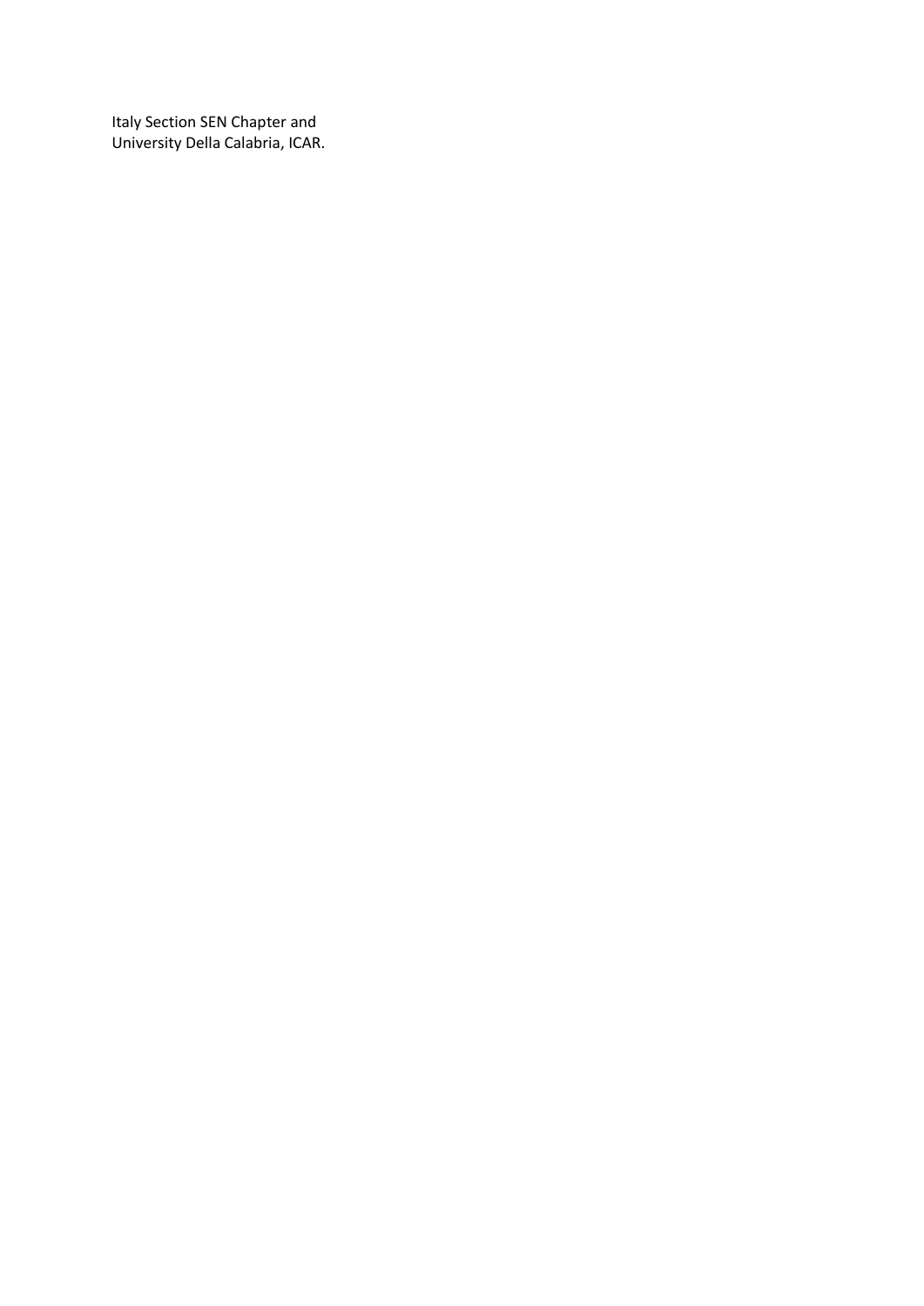Italy Section SEN Chapter and
University Della Calabria, ICAR.